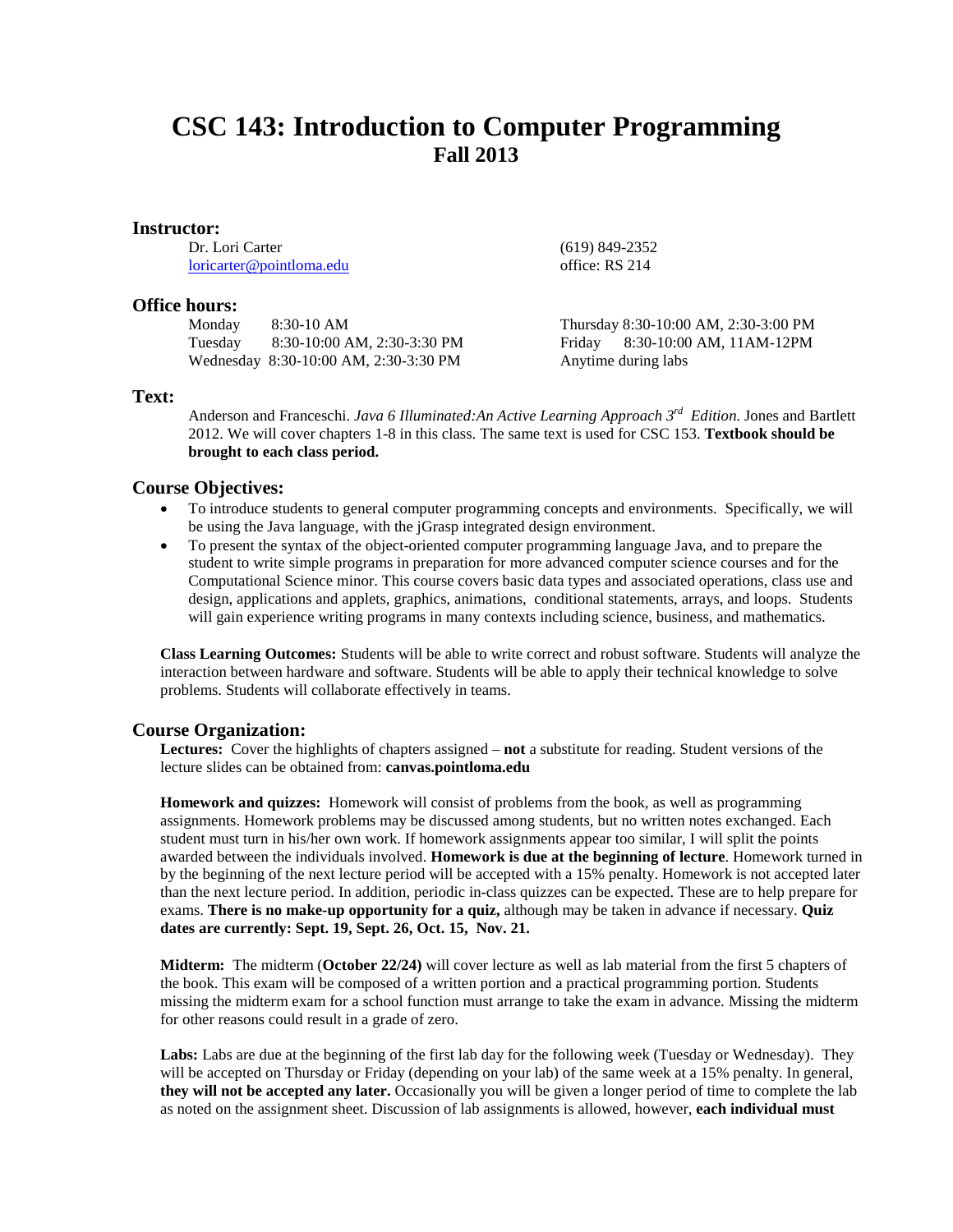# CSC 143: Introduction to Computer Programming
## Fall 2013

### Instructor:

Dr. Lori Carter
loricarter@pointloma.edu
(619) 849-2352
office: RS 214

### Office hours:

Monday 8:30-10 AM
Tuesday 8:30-10:00 AM, 2:30-3:30 PM
Wednesday 8:30-10:00 AM, 2:30-3:30 PM
Thursday 8:30-10:00 AM, 2:30-3:00 PM
Friday 8:30-10:00 AM, 11AM-12PM
Anytime during labs

### Text:

Anderson and Franceschi. *Java 6 Illuminated:An Active Learning Approach 3rd Edition.* Jones and Bartlett 2012. We will cover chapters 1-8 in this class. The same text is used for CSC 153. **Textbook should be brought to each class period.**

### Course Objectives:

- To introduce students to general computer programming concepts and environments. Specifically, we will be using the Java language, with the jGrasp integrated design environment.
- To present the syntax of the object-oriented computer programming language Java, and to prepare the student to write simple programs in preparation for more advanced computer science courses and for the Computational Science minor. This course covers basic data types and associated operations, class use and design, applications and applets, graphics, animations, conditional statements, arrays, and loops. Students will gain experience writing programs in many contexts including science, business, and mathematics.

**Class Learning Outcomes:** Students will be able to write correct and robust software. Students will analyze the interaction between hardware and software. Students will be able to apply their technical knowledge to solve problems. Students will collaborate effectively in teams.

### Course Organization:

**Lectures:** Cover the highlights of chapters assigned – **not** a substitute for reading. Student versions of the lecture slides can be obtained from: **canvas.pointloma.edu**

**Homework and quizzes:** Homework will consist of problems from the book, as well as programming assignments. Homework problems may be discussed among students, but no written notes exchanged. Each student must turn in his/her own work. If homework assignments appear too similar, I will split the points awarded between the individuals involved. **Homework is due at the beginning of lecture**. Homework turned in by the beginning of the next lecture period will be accepted with a 15% penalty. Homework is not accepted later than the next lecture period. In addition, periodic in-class quizzes can be expected. These are to help prepare for exams. **There is no make-up opportunity for a quiz,** although may be taken in advance if necessary. **Quiz dates are currently: Sept. 19, Sept. 26, Oct. 15, Nov. 21.**

**Midterm:** The midterm (**October 22/24)** will cover lecture as well as lab material from the first 5 chapters of the book. This exam will be composed of a written portion and a practical programming portion. Students missing the midterm exam for a school function must arrange to take the exam in advance. Missing the midterm for other reasons could result in a grade of zero.

**Labs:** Labs are due at the beginning of the first lab day for the following week (Tuesday or Wednesday). They will be accepted on Thursday or Friday (depending on your lab) of the same week at a 15% penalty. In general, **they will not be accepted any later.** Occasionally you will be given a longer period of time to complete the lab as noted on the assignment sheet. Discussion of lab assignments is allowed, however, **each individual must**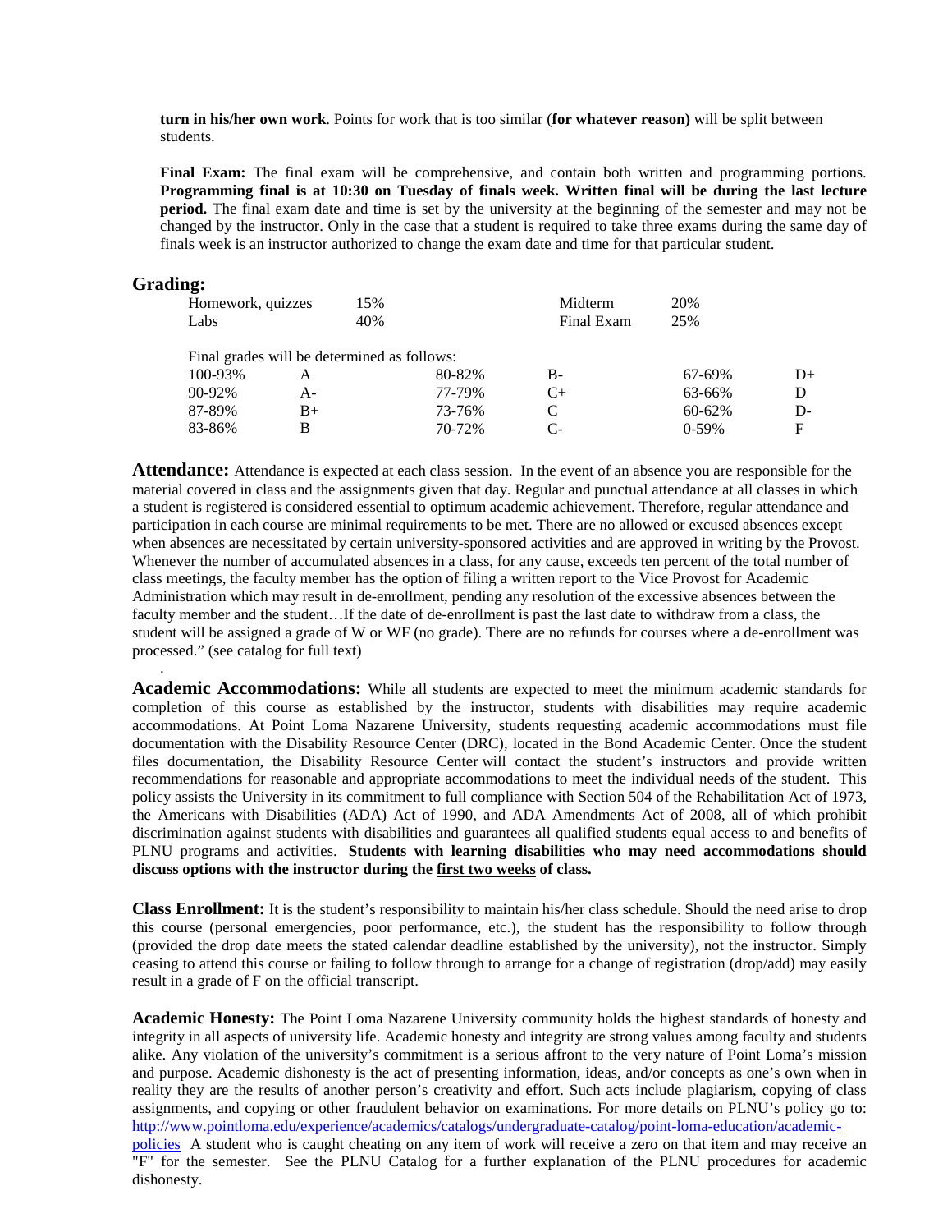**turn in his/her own work**. Points for work that is too similar (**for whatever reason)** will be split between students.

**Final Exam:** The final exam will be comprehensive, and contain both written and programming portions. **Programming final is at 10:30 on Tuesday of finals week. Written final will be during the last lecture period.** The final exam date and time is set by the university at the beginning of the semester and may not be changed by the instructor. Only in the case that a student is required to take three exams during the same day of finals week is an instructor authorized to change the exam date and time for that particular student.

## Grading:

| | | | |
|---|---|---|---|
| Homework, quizzes | 15% | Midterm | 20% |
| Labs | 40% | Final Exam | 25% |

Final grades will be determined as follows:

| | | | | | |
|---|---|---|---|---|---|
| 100-93% | A | 80-82% | B- | 67-69% | D+ |
| 90-92% | A- | 77-79% | C+ | 63-66% | D |
| 87-89% | B+ | 73-76% | C | 60-62% | D- |
| 83-86% | B | 70-72% | C- | 0-59% | F |

**Attendance:** Attendance is expected at each class session. In the event of an absence you are responsible for the material covered in class and the assignments given that day. Regular and punctual attendance at all classes in which a student is registered is considered essential to optimum academic achievement. Therefore, regular attendance and participation in each course are minimal requirements to be met. There are no allowed or excused absences except when absences are necessitated by certain university-sponsored activities and are approved in writing by the Provost. Whenever the number of accumulated absences in a class, for any cause, exceeds ten percent of the total number of class meetings, the faculty member has the option of filing a written report to the Vice Provost for Academic Administration which may result in de-enrollment, pending any resolution of the excessive absences between the faculty member and the student…If the date of de-enrollment is past the last date to withdraw from a class, the student will be assigned a grade of W or WF (no grade). There are no refunds for courses where a de-enrollment was processed." (see catalog for full text)

**Academic Accommodations:** While all students are expected to meet the minimum academic standards for completion of this course as established by the instructor, students with disabilities may require academic accommodations. At Point Loma Nazarene University, students requesting academic accommodations must file documentation with the Disability Resource Center (DRC), located in the Bond Academic Center. Once the student files documentation, the Disability Resource Center will contact the student's instructors and provide written recommendations for reasonable and appropriate accommodations to meet the individual needs of the student. This policy assists the University in its commitment to full compliance with Section 504 of the Rehabilitation Act of 1973, the Americans with Disabilities (ADA) Act of 1990, and ADA Amendments Act of 2008, all of which prohibit discrimination against students with disabilities and guarantees all qualified students equal access to and benefits of PLNU programs and activities. **Students with learning disabilities who may need accommodations should discuss options with the instructor during the <u>first two weeks</u> of class.**

**Class Enrollment:** It is the student's responsibility to maintain his/her class schedule. Should the need arise to drop this course (personal emergencies, poor performance, etc.), the student has the responsibility to follow through (provided the drop date meets the stated calendar deadline established by the university), not the instructor. Simply ceasing to attend this course or failing to follow through to arrange for a change of registration (drop/add) may easily result in a grade of F on the official transcript.

**Academic Honesty:** The Point Loma Nazarene University community holds the highest standards of honesty and integrity in all aspects of university life. Academic honesty and integrity are strong values among faculty and students alike. Any violation of the university's commitment is a serious affront to the very nature of Point Loma's mission and purpose. Academic dishonesty is the act of presenting information, ideas, and/or concepts as one's own when in reality they are the results of another person's creativity and effort. Such acts include plagiarism, copying of class assignments, and copying or other fraudulent behavior on examinations. For more details on PLNU's policy go to: [http://www.pointloma.edu/experience/academics/catalogs/undergraduate-catalog/point-loma-education/academic-policies](http://www.pointloma.edu/experience/academics/catalogs/undergraduate-catalog/point-loma-education/academic-policies) A student who is caught cheating on any item of work will receive a zero on that item and may receive an "F" for the semester. See the PLNU Catalog for a further explanation of the PLNU procedures for academic dishonesty.